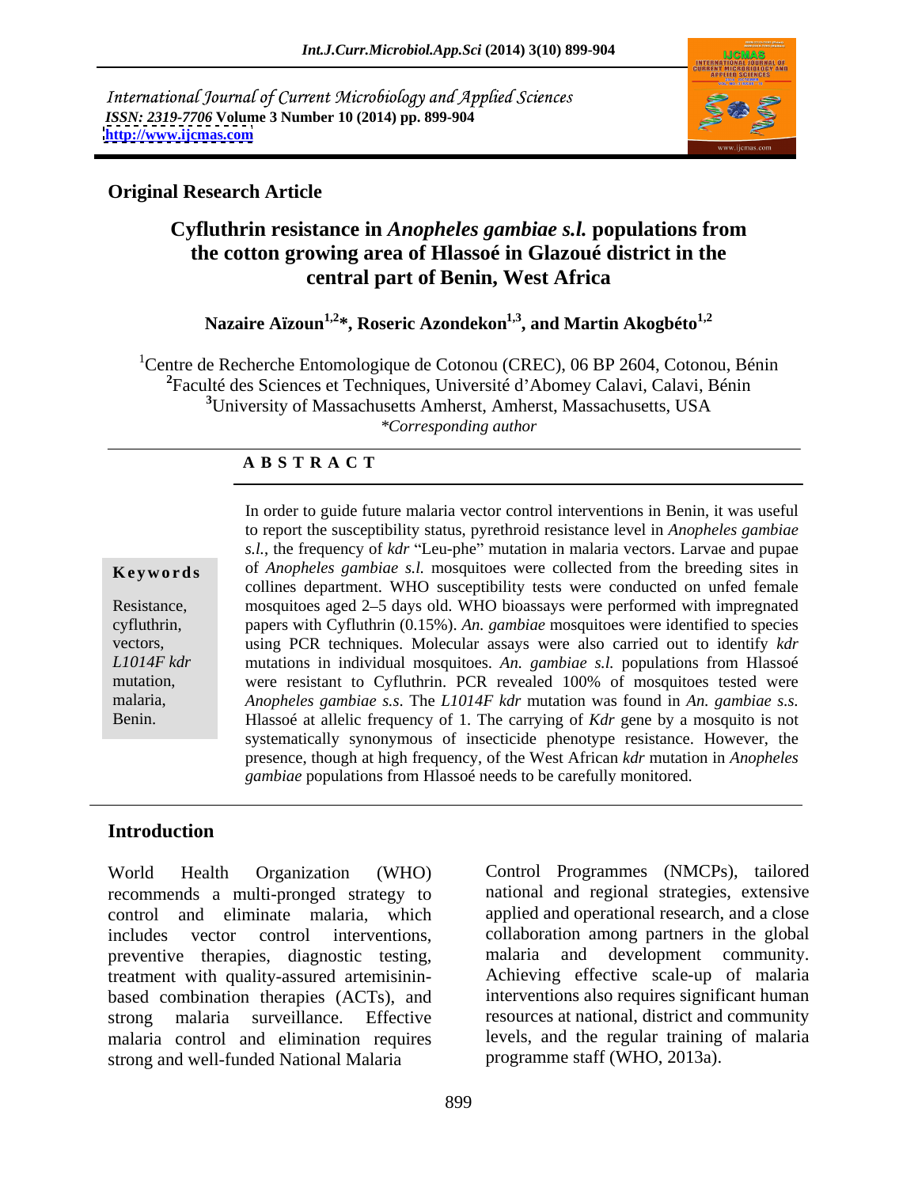International Journal of Current Microbiology and Applied Sciences
*ISSN: 2319-7706* **Volume 3 Number 10 (2014) pp. 899-904**
**http://www.ijcmas.com**

**Original Research Article**

# Cyfluthrin resistance in *Anopheles gambiae s.l.* populations from the cotton growing area of Hlassoé in Glazoué district in the central part of Benin, West Africa

**Nazaire Aïzoun[1,2]*, Roseric Azondekon[1,3], and Martin Akogbéto[1,2]**

[1]Centre de Recherche Entomologique de Cotonou (CREC), 06 BP 2604, Cotonou, Bénin
[2]Faculté des Sciences et Techniques, Université d'Abomey Calavi, Calavi, Bénin
[3]University of Massachusetts Amherst, Amherst, Massachusetts, USA
*Corresponding author*

**A B S T R A C T**

**Keywords**

Resistance, cyfluthrin, vectors, *L1014F kdr* mutation, malaria, Benin.

In order to guide future malaria vector control interventions in Benin, it was useful to report the susceptibility status, pyrethroid resistance level in *Anopheles gambiae s.l.*, the frequency of *kdr* "Leu-phe" mutation in malaria vectors. Larvae and pupae of *Anopheles gambiae s.l.* mosquitoes were collected from the breeding sites in collines department. WHO susceptibility tests were conducted on unfed female mosquitoes aged 2–5 days old. WHO bioassays were performed with impregnated papers with Cyfluthrin (0.15%). *An. gambiae* mosquitoes were identified to species using PCR techniques. Molecular assays were also carried out to identify *kdr* mutations in individual mosquitoes. *An. gambiae s.l.* populations from Hlassoé were resistant to Cyfluthrin. PCR revealed 100% of mosquitoes tested were *Anopheles gambiae s.s.* The *L1014F kdr* mutation was found in *An. gambiae s.s.* Hlassoé at allelic frequency of 1. The carrying of *Kdr* gene by a mosquito is not systematically synonymous of insecticide phenotype resistance. However, the presence, though at high frequency, of the West African *kdr* mutation in *Anopheles gambiae* populations from Hlassoé needs to be carefully monitored.

## Introduction

World Health Organization (WHO) recommends a multi-pronged strategy to control and eliminate malaria, which includes vector control interventions, preventive therapies, diagnostic testing, treatment with quality-assured artemisinin-based combination therapies (ACTs), and strong malaria surveillance. Effective malaria control and elimination requires strong and well-funded National Malaria Control Programmes (NMCPs), tailored national and regional strategies, extensive applied and operational research, and a close collaboration among partners in the global malaria and development community. Achieving effective scale-up of malaria interventions also requires significant human resources at national, district and community levels, and the regular training of malaria programme staff (WHO, 2013a).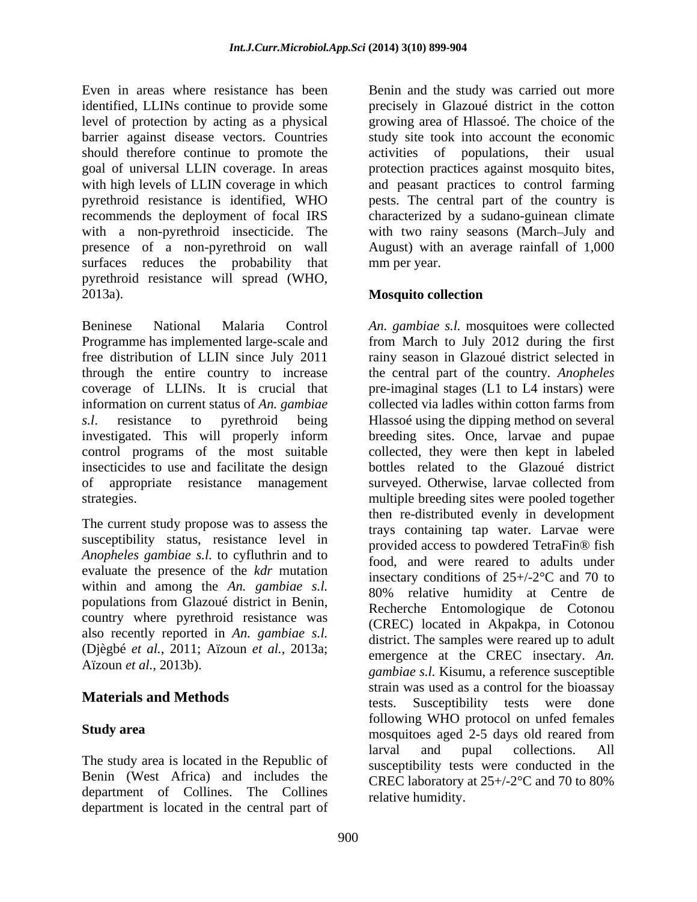Even in areas where resistance has been identified, LLINs continue to provide some level of protection by acting as a physical barrier against disease vectors. Countries should therefore continue to promote the goal of universal LLIN coverage. In areas with high levels of LLIN coverage in which pyrethroid resistance is identified, WHO recommends the deployment of focal IRS with a non-pyrethroid insecticide. The presence of a non-pyrethroid on wall surfaces reduces the probability that pyrethroid resistance will spread (WHO, 2013a).

Beninese National Malaria Control Programme has implemented large-scale and free distribution of LLIN since July 2011 through the entire country to increase coverage of LLINs. It is crucial that information on current status of *An. gambiae s.l*. resistance to pyrethroid being investigated. This will properly inform control programs of the most suitable insecticides to use and facilitate the design of appropriate resistance management strategies.

The current study propose was to assess the susceptibility status, resistance level in *Anopheles gambiae s.l.* to cyfluthrin and to evaluate the presence of the *kdr* mutation within and among the *An. gambiae s.l.* populations from Glazoué district in Benin, country where pyrethroid resistance was also recently reported in *An. gambiae s.l.* (Djègbé *et al.*, 2011; Aïzoun *et al.*, 2013a; Aïzoun *et al.*, 2013b).

## Materials and Methods

### Study area

The study area is located in the Republic of Benin (West Africa) and includes the department of Collines. The Collines department is located in the central part of Benin and the study was carried out more precisely in Glazoué district in the cotton growing area of Hlassoé. The choice of the study site took into account the economic activities of populations, their usual protection practices against mosquito bites, and peasant practices to control farming pests. The central part of the country is characterized by a sudano-guinean climate with two rainy seasons (March–July and August) with an average rainfall of 1,000 mm per year.

### Mosquito collection

*An. gambiae s.l.* mosquitoes were collected from March to July 2012 during the first rainy season in Glazoué district selected in the central part of the country. *Anopheles* pre-imaginal stages (L1 to L4 instars) were collected via ladles within cotton farms from Hlassoé using the dipping method on several breeding sites. Once, larvae and pupae collected, they were then kept in labeled bottles related to the Glazoué district surveyed. Otherwise, larvae collected from multiple breeding sites were pooled together then re-distributed evenly in development trays containing tap water. Larvae were provided access to powdered TetraFin® fish food, and were reared to adults under insectary conditions of 25+/-2°C and 70 to 80% relative humidity at Centre de Recherche Entomologique de Cotonou (CREC) located in Akpakpa, in Cotonou district. The samples were reared up to adult emergence at the CREC insectary. *An. gambiae s.l.* Kisumu, a reference susceptible strain was used as a control for the bioassay tests. Susceptibility tests were done following WHO protocol on unfed females mosquitoes aged 2-5 days old reared from larval and pupal collections. All susceptibility tests were conducted in the CREC laboratory at 25+/-2°C and 70 to 80% relative humidity.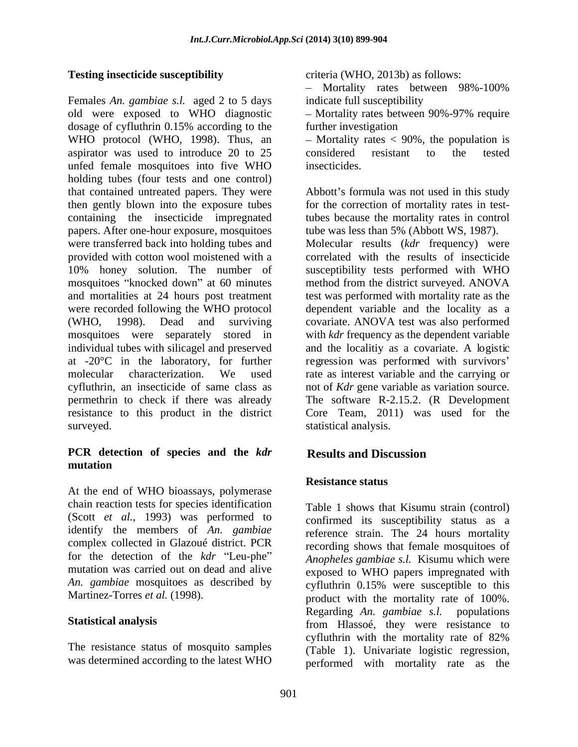### Testing insecticide susceptibility

Females *An. gambiae s.l.* aged 2 to 5 days old were exposed to WHO diagnostic dosage of cyfluthrin 0.15% according to the WHO protocol (WHO, 1998). Thus, an aspirator was used to introduce 20 to 25 unfed female mosquitoes into five WHO holding tubes (four tests and one control) that contained untreated papers. They were then gently blown into the exposure tubes containing the insecticide impregnated papers. After one-hour exposure, mosquitoes were transferred back into holding tubes and provided with cotton wool moistened with a 10% honey solution. The number of mosquitoes "knocked down" at 60 minutes and mortalities at 24 hours post treatment were recorded following the WHO protocol (WHO, 1998). Dead and surviving mosquitoes were separately stored in individual tubes with silicagel and preserved at -20°C in the laboratory, for further molecular characterization. We used cyfluthrin, an insecticide of same class as permethrin to check if there was already resistance to this product in the district surveyed.

### PCR detection of species and the *kdr* mutation

At the end of WHO bioassays, polymerase chain reaction tests for species identification (Scott *et al.*, 1993) was performed to identify the members of *An. gambiae* complex collected in Glazoué district. PCR for the detection of the *kdr* "Leu-phe" mutation was carried out on dead and alive *An. gambiae* mosquitoes as described by Martinez-Torres *et al.* (1998).

### Statistical analysis

The resistance status of mosquito samples was determined according to the latest WHO criteria (WHO, 2013b) as follows:

– Mortality rates between 98%-100% indicate full susceptibility

– Mortality rates between 90%-97% require further investigation

– Mortality rates < 90%, the population is considered resistant to the tested insecticides.

Abbott's formula was not used in this study for the correction of mortality rates in test-tubes because the mortality rates in control tube was less than 5% (Abbott WS, 1987).
Molecular results (*kdr* frequency) were correlated with the results of insecticide susceptibility tests performed with WHO method from the district surveyed. ANOVA test was performed with mortality rate as the dependent variable and the locality as a covariate. ANOVA test was also performed with *kdr* frequency as the dependent variable and the localitiy as a covariate. A logistic regression was performed with survivors' rate as interest variable and the carrying or not of *Kdr* gene variable as variation source. The software R-2.15.2. (R Development Core Team, 2011) was used for the statistical analysis.

## Results and Discussion

### Resistance status

Table 1 shows that Kisumu strain (control) confirmed its susceptibility status as a reference strain. The 24 hours mortality recording shows that female mosquitoes of *Anopheles gambiae s.l.* Kisumu which were exposed to WHO papers impregnated with cyfluthrin 0.15% were susceptible to this product with the mortality rate of 100%. Regarding *An. gambiae s.l.* populations from Hlassoé, they were resistance to cyfluthrin with the mortality rate of 82% (Table 1). Univariate logistic regression, performed with mortality rate as the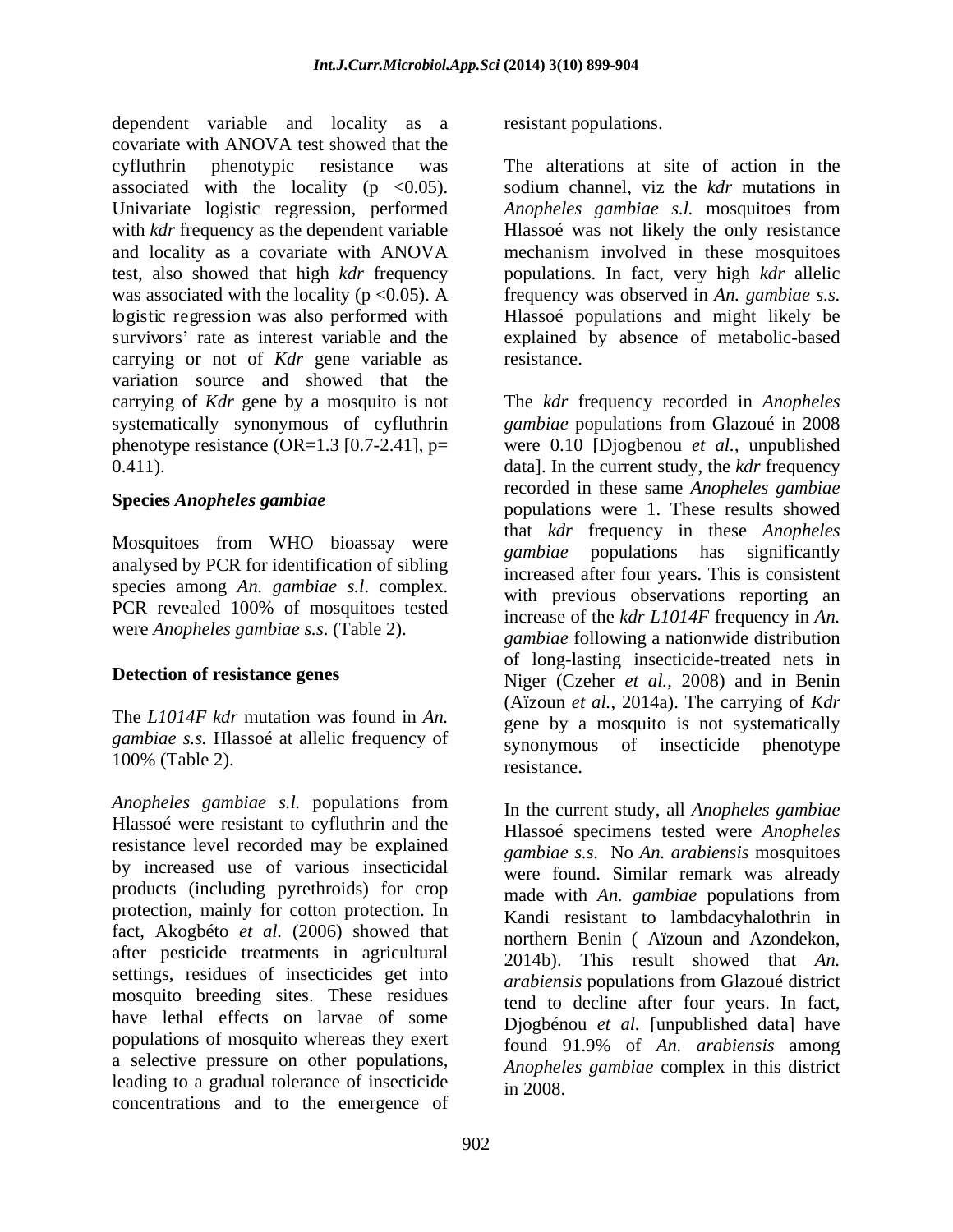dependent variable and locality as a covariate with ANOVA test showed that the cyfluthrin phenotypic resistance was associated with the locality ($p < 0.05$). Univariate logistic regression, performed with *kdr* frequency as the dependent variable and locality as a covariate with ANOVA test, also showed that high *kdr* frequency was associated with the locality ($p < 0.05$). A logistic regression was also performed with survivors' rate as interest variable and the carrying or not of *Kdr* gene variable as variation source and showed that the carrying of *Kdr* gene by a mosquito is not systematically synonymous of cyfluthrin phenotype resistance (OR=1.3 [0.7-2.41], p= 0.411).

### Species *Anopheles gambiae*

Mosquitoes from WHO bioassay were analysed by PCR for identification of sibling species among *An. gambiae s.l.* complex. PCR revealed 100% of mosquitoes tested were *Anopheles gambiae s.s.* (Table 2).

### Detection of resistance genes

The *L1014F kdr* mutation was found in *An. gambiae s.s.* Hlassoé at allelic frequency of 100% (Table 2).

*Anopheles gambiae s.l.* populations from Hlassoé were resistant to cyfluthrin and the resistance level recorded may be explained by increased use of various insecticidal products (including pyrethroids) for crop protection, mainly for cotton protection. In fact, Akogbéto *et al.* (2006) showed that after pesticide treatments in agricultural settings, residues of insecticides get into mosquito breeding sites. These residues have lethal effects on larvae of some populations of mosquito whereas they exert a selective pressure on other populations, leading to a gradual tolerance of insecticide concentrations and to the emergence of resistant populations.

The alterations at site of action in the sodium channel, viz the *kdr* mutations in *Anopheles gambiae s.l.* mosquitoes from Hlassoé was not likely the only resistance mechanism involved in these mosquitoes populations. In fact, very high *kdr* allelic frequency was observed in *An. gambiae s.s.* Hlassoé populations and might likely be explained by absence of metabolic-based resistance.

The *kdr* frequency recorded in *Anopheles gambiae* populations from Glazoué in 2008 were 0.10 [Djogbenou *et al.*, unpublished data]. In the current study, the *kdr* frequency recorded in these same *Anopheles gambiae* populations were 1. These results showed that *kdr* frequency in these *Anopheles gambiae* populations has significantly increased after four years. This is consistent with previous observations reporting an increase of the *kdr L1014F* frequency in *An. gambiae* following a nationwide distribution of long-lasting insecticide-treated nets in Niger (Czeher *et al.*, 2008) and in Benin (Aïzoun *et al.*, 2014a). The carrying of *Kdr* gene by a mosquito is not systematically synonymous of insecticide phenotype resistance.

In the current study, all *Anopheles gambiae* Hlassoé specimens tested were *Anopheles gambiae s.s.* No *An. arabiensis* mosquitoes were found. Similar remark was already made with *An. gambiae* populations from Kandi resistant to lambdacyhalothrin in northern Benin ( Aïzoun and Azondekon, 2014b). This result showed that *An. arabiensis* populations from Glazoué district tend to decline after four years. In fact, Djogbénou *et al.* [unpublished data] have found 91.9% of *An. arabiensis* among *Anopheles gambiae* complex in this district in 2008.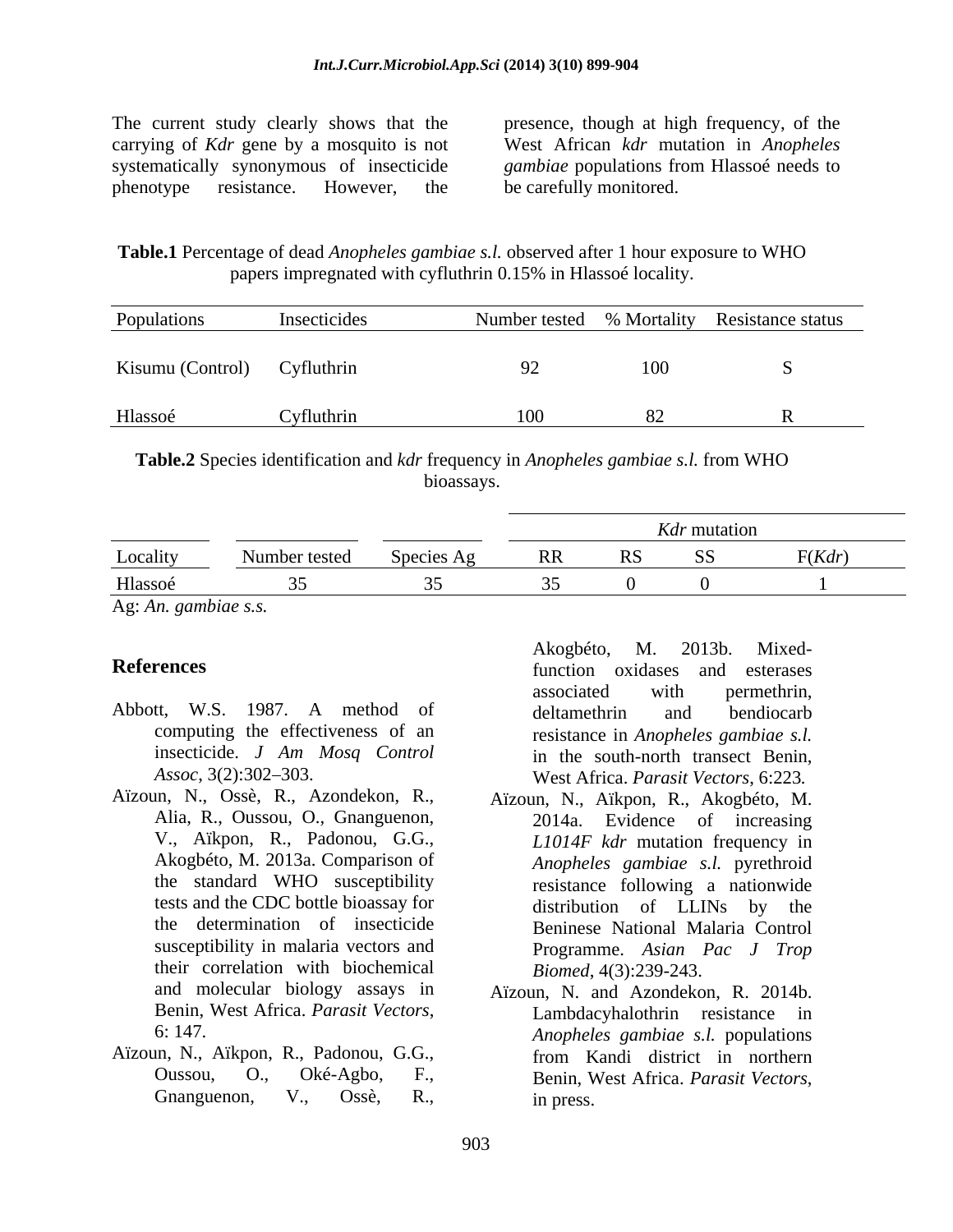The current study clearly shows that the carrying of *Kdr* gene by a mosquito is not systematically synonymous of insecticide phenotype resistance. However, the presence, though at high frequency, of the West African *kdr* mutation in *Anopheles gambiae* populations from Hlassoé needs to be carefully monitored.

**Table.1** Percentage of dead *Anopheles gambiae s.l.* observed after 1 hour exposure to WHO papers impregnated with cyfluthrin 0.15% in Hlassoé locality.

| Populations | Insecticides | Number tested | % Mortality | Resistance status |
|---|---|---|---|---|
| Kisumu (Control) | Cyfluthrin | 92 | 100 | S |
| Hlassoé | Cyfluthrin | 100 | 82 | R |

**Table.2** Species identification and *kdr* frequency in *Anopheles gambiae s.l.* from WHO bioassays.

| | | | *Kdr* mutation | | | |
|---|---|---|---|---|---|---|
| Locality | Number tested | Species Ag | RR | RS | SS | F(*Kdr*) |
| Hlassoé | 35 | 35 | 35 | 0 | 0 | 1 |

Ag: *An. gambiae s.s.*

## References

Abbott, W.S. 1987. A method of computing the effectiveness of an insecticide. *J Am Mosq Control Assoc*, 3(2):302–303.

Aïzoun, N., Ossè, R., Azondekon, R., Alia, R., Oussou, O., Gnanguenon, V., Aïkpon, R., Padonou, G.G., Akogbéto, M. 2013a. Comparison of the standard WHO susceptibility tests and the CDC bottle bioassay for the determination of insecticide susceptibility in malaria vectors and their correlation with biochemical and molecular biology assays in Benin, West Africa. *Parasit Vectors*, 6: 147.

Aïzoun, N., Aïkpon, R., Padonou, G.G., Oussou, O., Oké-Agbo, F., Gnanguenon, V., Ossè, R., Akogbéto, M. 2013b. Mixed-function oxidases and esterases associated with permethrin, deltamethrin and bendiocarb resistance in *Anopheles gambiae s.l.* in the south-north transect Benin, West Africa. *Parasit Vectors*, 6:223.

Aïzoun, N., Aïkpon, R., Akogbéto, M. 2014a. Evidence of increasing *L1014F kdr* mutation frequency in *Anopheles gambiae s.l.* pyrethroid resistance following a nationwide distribution of LLINs by the Beninese National Malaria Control Programme. *Asian Pac J Trop Biomed*, 4(3):239-243.

Aïzoun, N. and Azondekon, R. 2014b. Lambdacyhalothrin resistance in *Anopheles gambiae s.l.* populations from Kandi district in northern Benin, West Africa. *Parasit Vectors*, in press.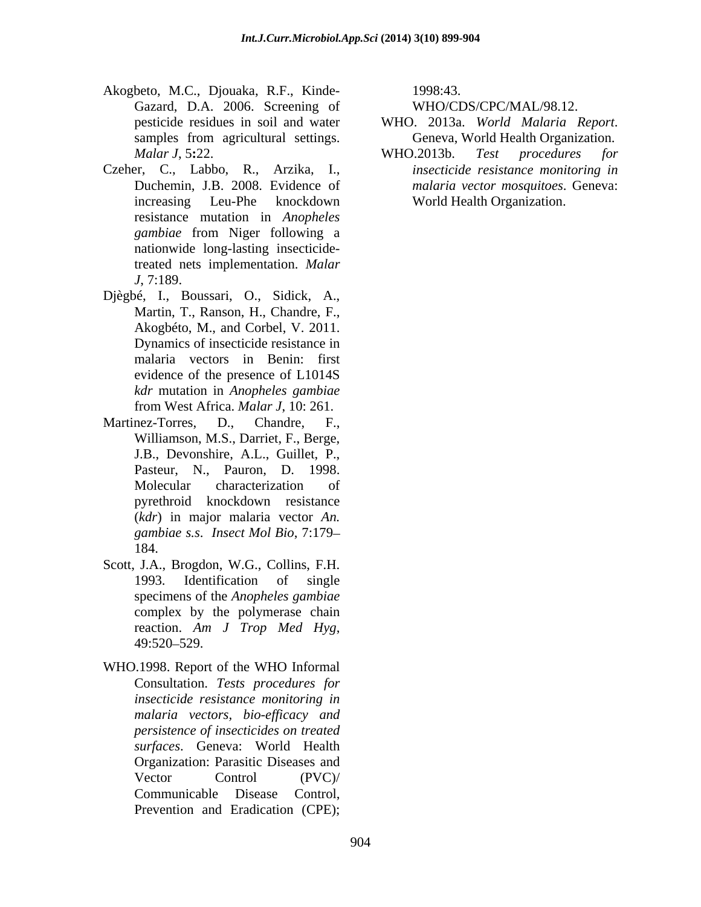Akogbeto, M.C., Djouaka, R.F., Kinde-Gazard, D.A. 2006. Screening of pesticide residues in soil and water samples from agricultural settings. *Malar J*, 5**:**22.

Czeher, C., Labbo, R., Arzika, I., Duchemin, J.B. 2008. Evidence of increasing Leu-Phe knockdown resistance mutation in *Anopheles gambiae* from Niger following a nationwide long-lasting insecticide-treated nets implementation. *Malar J*, 7:189.

Djègbé, I., Boussari, O., Sidick, A., Martin, T., Ranson, H., Chandre, F., Akogbéto, M., and Corbel, V. 2011. Dynamics of insecticide resistance in malaria vectors in Benin: first evidence of the presence of L1014S *kdr* mutation in *Anopheles gambiae* from West Africa. *Malar J*, 10: 261.

Martinez-Torres, D., Chandre, F., Williamson, M.S., Darriet, F., Berge, J.B., Devonshire, A.L., Guillet, P., Pasteur, N., Pauron, D. 1998. Molecular characterization of pyrethroid knockdown resistance (*kdr*) in major malaria vector *An. gambiae s.s*. *Insect Mol Bio*, 7:179–184.

Scott, J.A., Brogdon, W.G., Collins, F.H. 1993. Identification of single specimens of the *Anopheles gambiae* complex by the polymerase chain reaction. *Am J Trop Med Hyg*, 49:520–529.

WHO.1998. Report of the WHO Informal Consultation. *Tests procedures for insecticide resistance monitoring in malaria vectors, bio-efficacy and persistence of insecticides on treated surfaces*. Geneva: World Health Organization: Parasitic Diseases and Vector Control (PVC)/ Communicable Disease Control, Prevention and Eradication (CPE); 1998:43. WHO/CDS/CPC/MAL/98.12.

WHO. 2013a. *World Malaria Report*. Geneva, World Health Organization.

WHO.2013b. *Test procedures for insecticide resistance monitoring in malaria vector mosquitoes*. Geneva: World Health Organization.